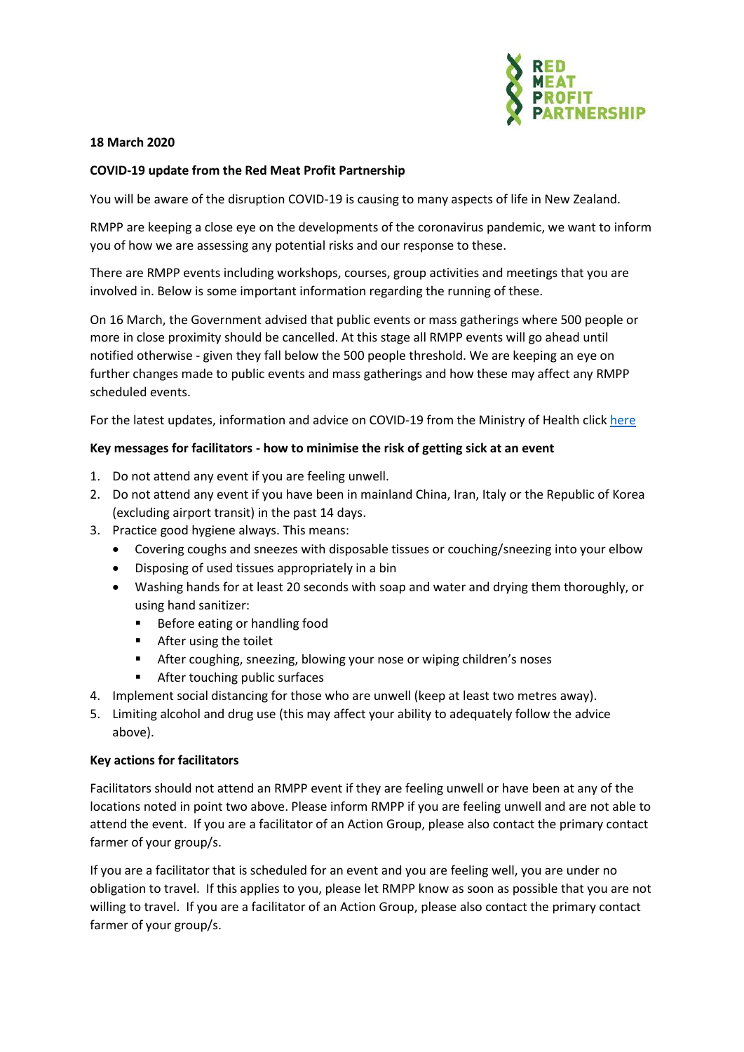**18 March 2020**

**COVID-19 update from the Red Meat Profit Partnership**

You will be aware of the disruption COVID-19 is causing to many aspects of life in New Zealand.

RMPP are keeping a close eye on the developments of the coronavirus pandemic, we want to inform you of how we are assessing any potential risks and our response to these.

There are RMPP events including workshops, courses, group activities and meetings that you are involved in. Below is some important information regarding the running of these.

On 16 March, the Government advised that public events or mass gatherings where 500 people or more in close proximity should be cancelled. At this stage all RMPP events will go ahead until notified otherwise - given they fall below the 500 people threshold. We are keeping an eye on further changes made to public events and mass gatherings and how these may affect any RMPP scheduled events.

For the latest updates, information and advice on COVID-19 from the Ministry of Health click here

**Key messages for facilitators - how to minimise the risk of getting sick at an event**

1. Do not attend any event if you are feeling unwell.
2. Do not attend any event if you have been in mainland China, Iran, Italy or the Republic of Korea (excluding airport transit) in the past 14 days.
3. Practice good hygiene always. This means:
   - Covering coughs and sneezes with disposable tissues or couching/sneezing into your elbow
   - Disposing of used tissues appropriately in a bin
   - Washing hands for at least 20 seconds with soap and water and drying them thoroughly, or using hand sanitizer:
     - Before eating or handling food
     - After using the toilet
     - After coughing, sneezing, blowing your nose or wiping children's noses
     - After touching public surfaces
4. Implement social distancing for those who are unwell (keep at least two metres away).
5. Limiting alcohol and drug use (this may affect your ability to adequately follow the advice above).

**Key actions for facilitators**

Facilitators should not attend an RMPP event if they are feeling unwell or have been at any of the locations noted in point two above. Please inform RMPP if you are feeling unwell and are not able to attend the event. If you are a facilitator of an Action Group, please also contact the primary contact farmer of your group/s.

If you are a facilitator that is scheduled for an event and you are feeling well, you are under no obligation to travel. If this applies to you, please let RMPP know as soon as possible that you are not willing to travel. If you are a facilitator of an Action Group, please also contact the primary contact farmer of your group/s.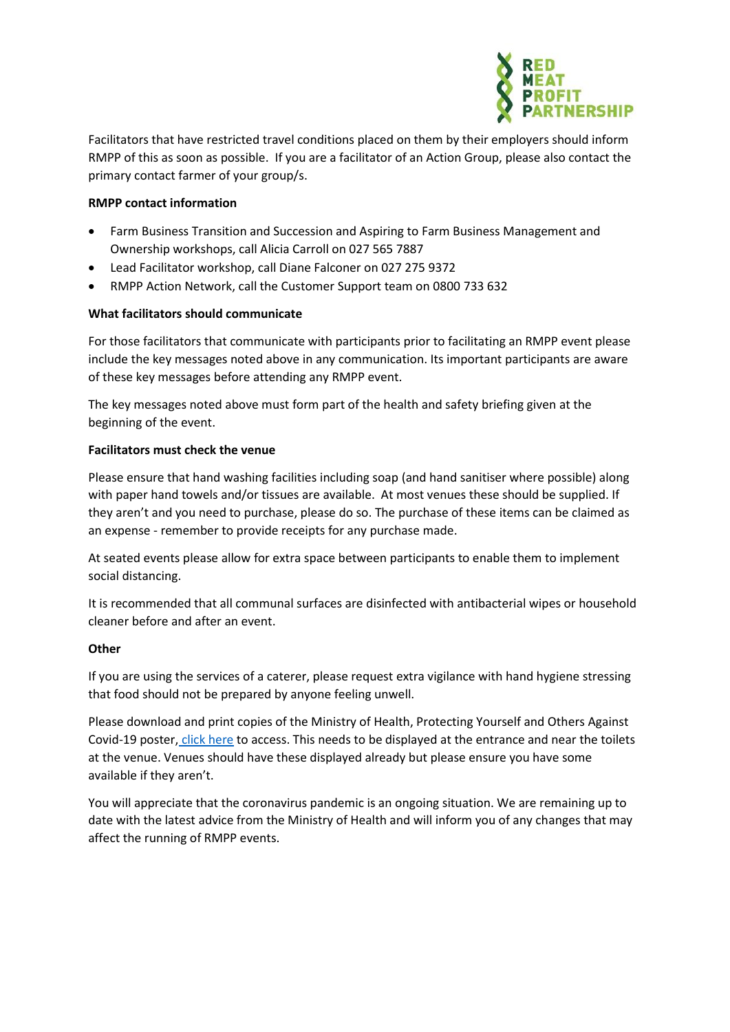Facilitators that have restricted travel conditions placed on them by their employers should inform RMPP of this as soon as possible. If you are a facilitator of an Action Group, please also contact the primary contact farmer of your group/s.

**RMPP contact information**

- Farm Business Transition and Succession and Aspiring to Farm Business Management and Ownership workshops, call Alicia Carroll on 027 565 7887
- Lead Facilitator workshop, call Diane Falconer on 027 275 9372
- RMPP Action Network, call the Customer Support team on 0800 733 632

**What facilitators should communicate**

For those facilitators that communicate with participants prior to facilitating an RMPP event please include the key messages noted above in any communication. Its important participants are aware of these key messages before attending any RMPP event.

The key messages noted above must form part of the health and safety briefing given at the beginning of the event.

**Facilitators must check the venue**

Please ensure that hand washing facilities including soap (and hand sanitiser where possible) along with paper hand towels and/or tissues are available. At most venues these should be supplied. If they aren't and you need to purchase, please do so. The purchase of these items can be claimed as an expense - remember to provide receipts for any purchase made.

At seated events please allow for extra space between participants to enable them to implement social distancing.

It is recommended that all communal surfaces are disinfected with antibacterial wipes or household cleaner before and after an event.

**Other**

If you are using the services of a caterer, please request extra vigilance with hand hygiene stressing that food should not be prepared by anyone feeling unwell.

Please download and print copies of the Ministry of Health, Protecting Yourself and Others Against Covid-19 poster, click here to access. This needs to be displayed at the entrance and near the toilets at the venue. Venues should have these displayed already but please ensure you have some available if they aren't.

You will appreciate that the coronavirus pandemic is an ongoing situation. We are remaining up to date with the latest advice from the Ministry of Health and will inform you of any changes that may affect the running of RMPP events.